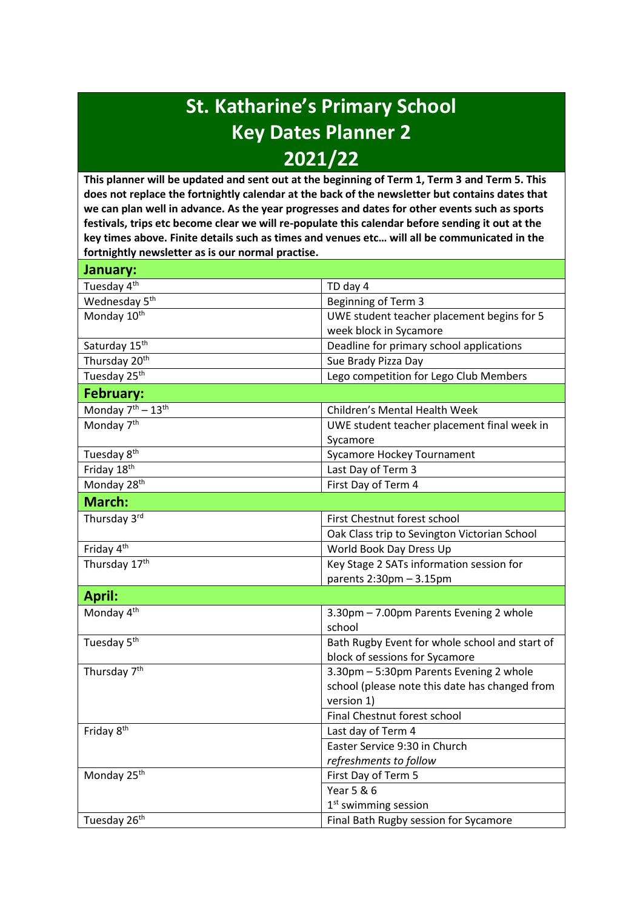# St. Katharine's Primary School
# Key Dates Planner 2
# 2021/22

**This planner will be updated and sent out at the beginning of Term 1, Term 3 and Term 5. This does not replace the fortnightly calendar at the back of the newsletter but contains dates that we can plan well in advance. As the year progresses and dates for other events such as sports festivals, trips etc become clear we will re-populate this calendar before sending it out at the key times above. Finite details such as times and venues etc… will all be communicated in the fortnightly newsletter as is our normal practise.**

| | |
|---|---|
| **January:** | |
| Tuesday 4th | TD day 4 |
| Wednesday 5th | Beginning of Term 3 |
| Monday 10th | UWE student teacher placement begins for 5 week block in Sycamore |
| Saturday 15th | Deadline for primary school applications |
| Thursday 20th | Sue Brady Pizza Day |
| Tuesday 25th | Lego competition for Lego Club Members |
| **February:** | |
| Monday 7th – 13th | Children's Mental Health Week |
| Monday 7th | UWE student teacher placement final week in Sycamore |
| Tuesday 8th | Sycamore Hockey Tournament |
| Friday 18th | Last Day of Term 3 |
| Monday 28th | First Day of Term 4 |
| **March:** | |
| Thursday 3rd | First Chestnut forest school |
| | Oak Class trip to Sevington Victorian School |
| Friday 4th | World Book Day Dress Up |
| Thursday 17th | Key Stage 2 SATs information session for parents 2:30pm – 3.15pm |
| **April:** | |
| Monday 4th | 3.30pm – 7.00pm Parents Evening 2 whole school |
| Tuesday 5th | Bath Rugby Event for whole school and start of block of sessions for Sycamore |
| Thursday 7th | 3.30pm – 5:30pm Parents Evening 2 whole school (please note this date has changed from version 1) |
| | Final Chestnut forest school |
| Friday 8th | Last day of Term 4 |
| | Easter Service 9:30 in Church *refreshments to follow* |
| Monday 25th | First Day of Term 5 |
| | Year 5 & 6 1st swimming session |
| Tuesday 26th | Final Bath Rugby session for Sycamore |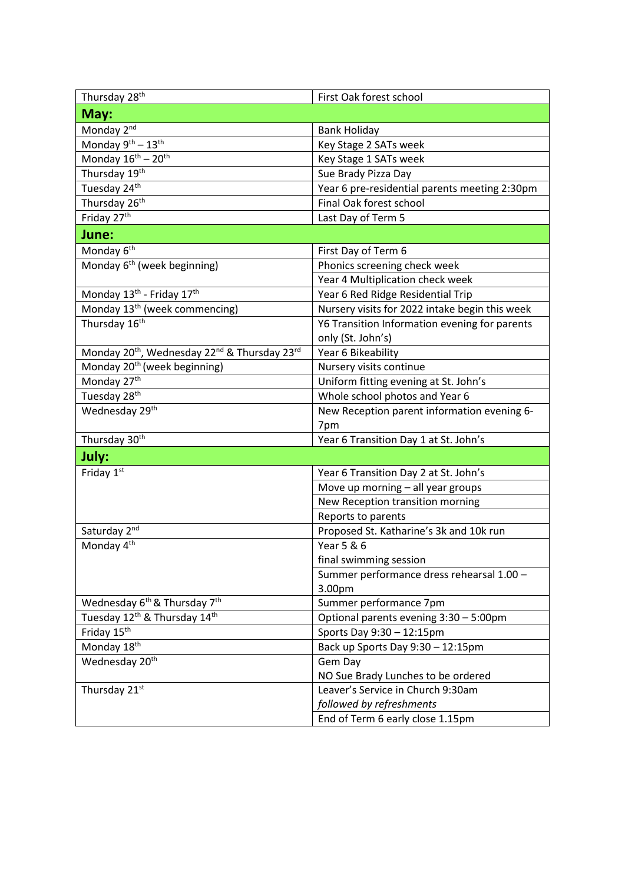| | |
|---|---|
| Thursday 28th | First Oak forest school |
| **May:** | |
| Monday 2nd | Bank Holiday |
| Monday 9th – 13th | Key Stage 2 SATs week |
| Monday 16th – 20th | Key Stage 1 SATs week |
| Thursday 19th | Sue Brady Pizza Day |
| Tuesday 24th | Year 6 pre-residential parents meeting 2:30pm |
| Thursday 26th | Final Oak forest school |
| Friday 27th | Last Day of Term 5 |
| **June:** | |
| Monday 6th | First Day of Term 6 |
| Monday 6th (week beginning) | Phonics screening check week |
| | Year 4 Multiplication check week |
| Monday 13th - Friday 17th | Year 6 Red Ridge Residential Trip |
| Monday 13th (week commencing) | Nursery visits for 2022 intake begin this week |
| Thursday 16th | Y6 Transition Information evening for parents only (St. John's) |
| Monday 20th, Wednesday 22nd & Thursday 23rd | Year 6 Bikeability |
| Monday 20th (week beginning) | Nursery visits continue |
| Monday 27th | Uniform fitting evening at St. John's |
| Tuesday 28th | Whole school photos and Year 6 |
| Wednesday 29th | New Reception parent information evening 6-7pm |
| Thursday 30th | Year 6 Transition Day 1 at St. John's |
| **July:** | |
| Friday 1st | Year 6 Transition Day 2 at St. John's |
| | Move up morning – all year groups |
| | New Reception transition morning |
| | Reports to parents |
| Saturday 2nd | Proposed St. Katharine's 3k and 10k run |
| Monday 4th | Year 5 & 6 final swimming session |
| | Summer performance dress rehearsal 1.00 – 3.00pm |
| Wednesday 6th & Thursday 7th | Summer performance 7pm |
| Tuesday 12th & Thursday 14th | Optional parents evening 3:30 – 5:00pm |
| Friday 15th | Sports Day 9:30 – 12:15pm |
| Monday 18th | Back up Sports Day 9:30 – 12:15pm |
| Wednesday 20th | Gem Day<br>NO Sue Brady Lunches to be ordered |
| Thursday 21st | Leaver's Service in Church 9:30am *followed by refreshments* |
| | End of Term 6 early close 1.15pm |